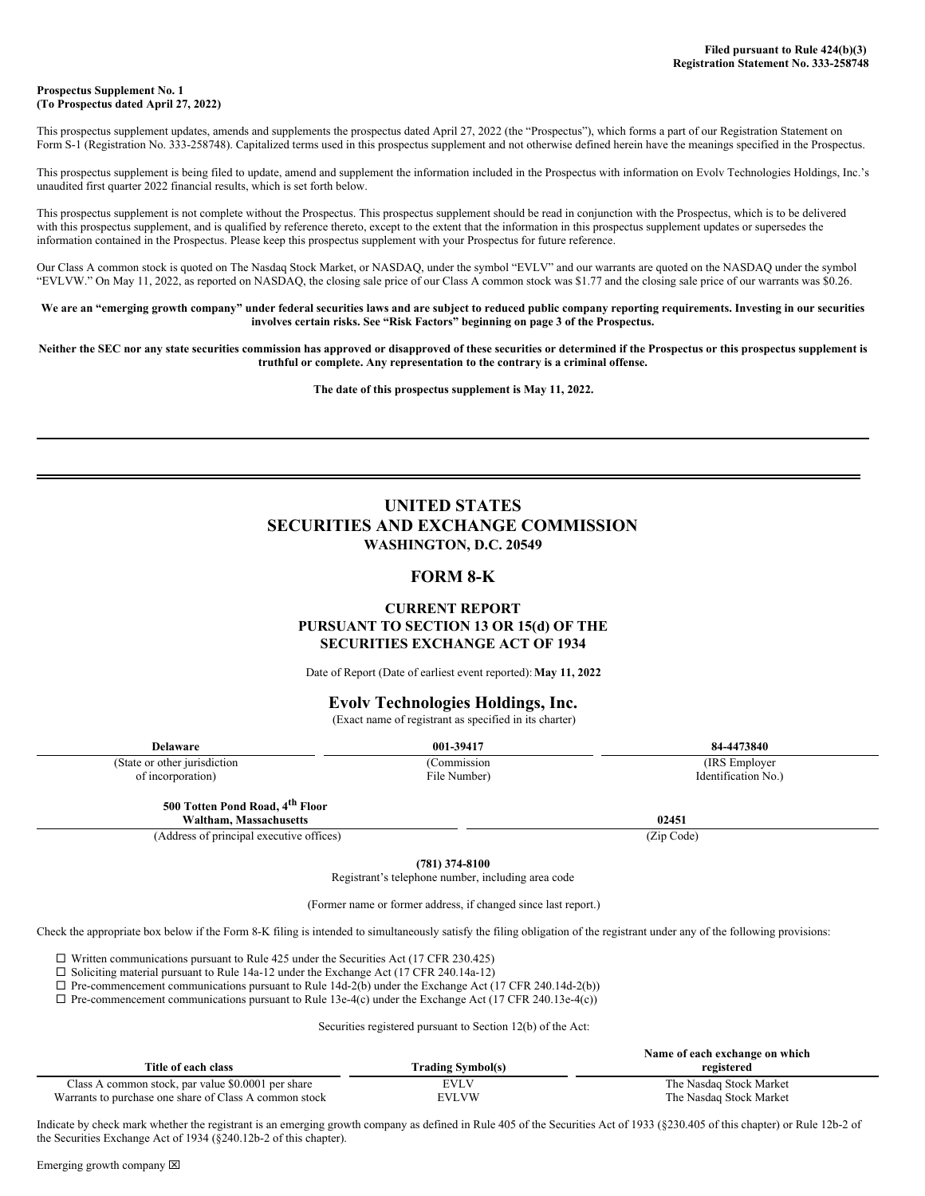Filed pursuant to Rule 424(b)(3)
Registration Statement No. 333-258748

**Prospectus Supplement No. 1**
**(To Prospectus dated April 27, 2022)**

This prospectus supplement updates, amends and supplements the prospectus dated April 27, 2022 (the "Prospectus"), which forms a part of our Registration Statement on Form S-1 (Registration No. 333-258748). Capitalized terms used in this prospectus supplement and not otherwise defined herein have the meanings specified in the Prospectus.

This prospectus supplement is being filed to update, amend and supplement the information included in the Prospectus with information on Evolv Technologies Holdings, Inc.'s unaudited first quarter 2022 financial results, which is set forth below.

This prospectus supplement is not complete without the Prospectus. This prospectus supplement should be read in conjunction with the Prospectus, which is to be delivered with this prospectus supplement, and is qualified by reference thereto, except to the extent that the information in this prospectus supplement updates or supersedes the information contained in the Prospectus. Please keep this prospectus supplement with your Prospectus for future reference.

Our Class A common stock is quoted on The Nasdaq Stock Market, or NASDAQ, under the symbol "EVLV" and our warrants are quoted on the NASDAQ under the symbol "EVLVW." On May 11, 2022, as reported on NASDAQ, the closing sale price of our Class A common stock was $1.77 and the closing sale price of our warrants was $0.26.

**We are an "emerging growth company" under federal securities laws and are subject to reduced public company reporting requirements. Investing in our securities involves certain risks. See "Risk Factors" beginning on page 3 of the Prospectus.**

**Neither the SEC nor any state securities commission has approved or disapproved of these securities or determined if the Prospectus or this prospectus supplement is truthful or complete. Any representation to the contrary is a criminal offense.**

**The date of this prospectus supplement is May 11, 2022.**

---

# UNITED STATES
# SECURITIES AND EXCHANGE COMMISSION
### WASHINGTON, D.C. 20549

## FORM 8-K

### CURRENT REPORT
### PURSUANT TO SECTION 13 OR 15(d) OF THE SECURITIES EXCHANGE ACT OF 1934

Date of Report (Date of earliest event reported): **May 11, 2022**

## Evolv Technologies Holdings, Inc.
(Exact name of registrant as specified in its charter)

| **Delaware** | **001-39417** | **84-4473840** |
|---|---|---|
| (State or other jurisdiction of incorporation) | (Commission File Number) | (IRS Employer Identification No.) |

| **500 Totten Pond Road, 4th Floor Waltham, Massachusetts** | **02451** |
|---|---|
| (Address of principal executive offices) | (Zip Code) |

**(781) 374-8100**
Registrant's telephone number, including area code

(Former name or former address, if changed since last report.)

Check the appropriate box below if the Form 8-K filing is intended to simultaneously satisfy the filing obligation of the registrant under any of the following provisions:

☐ Written communications pursuant to Rule 425 under the Securities Act (17 CFR 230.425)
☐ Soliciting material pursuant to Rule 14a-12 under the Exchange Act (17 CFR 240.14a-12)
☐ Pre-commencement communications pursuant to Rule 14d-2(b) under the Exchange Act (17 CFR 240.14d-2(b))
☐ Pre-commencement communications pursuant to Rule 13e-4(c) under the Exchange Act (17 CFR 240.13e-4(c))

Securities registered pursuant to Section 12(b) of the Act:

| Title of each class | Trading Symbol(s) | Name of each exchange on which registered |
|---|---|---|
| Class A common stock, par value $0.0001 per share | EVLV | The Nasdaq Stock Market |
| Warrants to purchase one share of Class A common stock | EVLVW | The Nasdaq Stock Market |

Indicate by check mark whether the registrant is an emerging growth company as defined in Rule 405 of the Securities Act of 1933 (§230.405 of this chapter) or Rule 12b-2 of the Securities Exchange Act of 1934 (§240.12b-2 of this chapter).

Emerging growth company ☒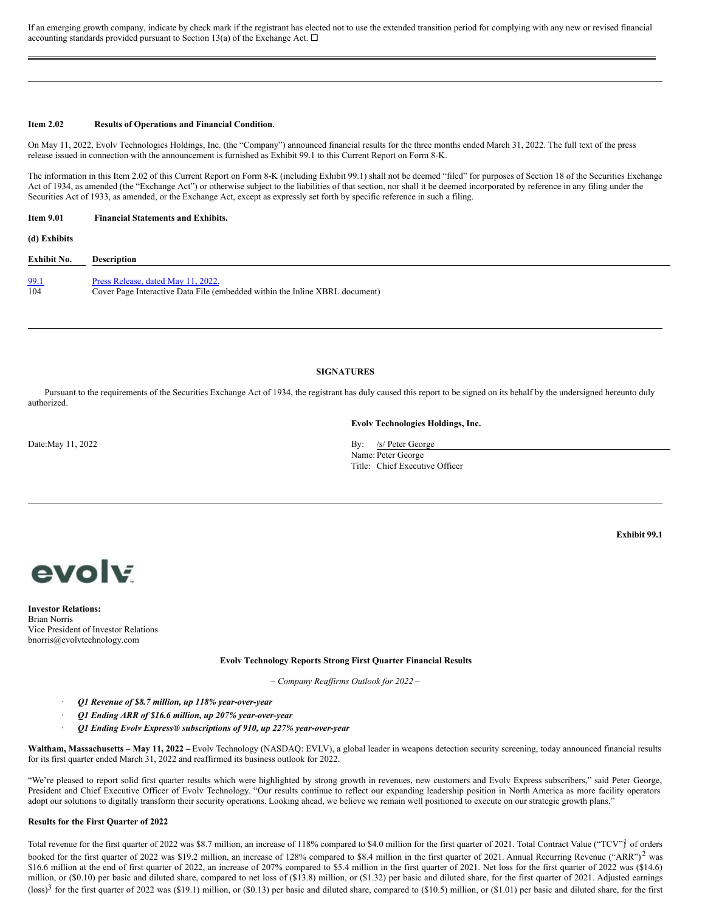If an emerging growth company, indicate by check mark if the registrant has elected not to use the extended transition period for complying with any new or revised financial accounting standards provided pursuant to Section 13(a) of the Exchange Act. ☐

---

**Item 2.02 Results of Operations and Financial Condition.**

On May 11, 2022, Evolv Technologies Holdings, Inc. (the "Company") announced financial results for the three months ended March 31, 2022. The full text of the press release issued in connection with the announcement is furnished as Exhibit 99.1 to this Current Report on Form 8-K.

The information in this Item 2.02 of this Current Report on Form 8-K (including Exhibit 99.1) shall not be deemed "filed" for purposes of Section 18 of the Securities Exchange Act of 1934, as amended (the "Exchange Act") or otherwise subject to the liabilities of that section, nor shall it be deemed incorporated by reference in any filing under the Securities Act of 1933, as amended, or the Exchange Act, except as expressly set forth by specific reference in such a filing.

**Item 9.01 Financial Statements and Exhibits.**

**(d) Exhibits**

| Exhibit No. | Description |
|---|---|
| 99.1 | Press Release, dated May 11, 2022. |
| 104 | Cover Page Interactive Data File (embedded within the Inline XBRL document) |

---

**SIGNATURES**

Pursuant to the requirements of the Securities Exchange Act of 1934, the registrant has duly caused this report to be signed on its behalf by the undersigned hereunto duly authorized.

**Evolv Technologies Holdings, Inc.**

Date: May 11, 2022

By: /s/ Peter George
Name: Peter George
Title: Chief Executive Officer

---

**Exhibit 99.1**

evolv

**Investor Relations:**
Brian Norris
Vice President of Investor Relations
bnorris@evolvtechnology.com

**Evolv Technology Reports Strong First Quarter Financial Results**

*– Company Reaffirms Outlook for 2022 –*

- ***Q1 Revenue of $8.7 million, up 118% year-over-year***
- ***Q1 Ending ARR of $16.6 million, up 207% year-over-year***
- ***Q1 Ending Evolv Express® subscriptions of 910, up 227% year-over-year***

**Waltham, Massachusetts – May 11, 2022 –** Evolv Technology (NASDAQ: EVLV), a global leader in weapons detection security screening, today announced financial results for its first quarter ended March 31, 2022 and reaffirmed its business outlook for 2022.

"We're pleased to report solid first quarter results which were highlighted by strong growth in revenues, new customers and Evolv Express subscribers," said Peter George, President and Chief Executive Officer of Evolv Technology. "Our results continue to reflect our expanding leadership position in North America as more facility operators adopt our solutions to digitally transform their security operations. Looking ahead, we believe we remain well positioned to execute on our strategic growth plans."

**Results for the First Quarter of 2022**

Total revenue for the first quarter of 2022 was $8.7 million, an increase of 118% compared to $4.0 million for the first quarter of 2021. Total Contract Value ("TCV")[1] of orders booked for the first quarter of 2022 was $19.2 million, an increase of 128% compared to $8.4 million in the first quarter of 2021. Annual Recurring Revenue ("ARR")[2] was $16.6 million at the end of first quarter of 2022, an increase of 207% compared to $5.4 million in the first quarter of 2021. Net loss for the first quarter of 2022 was ($14.6) million, or ($0.10) per basic and diluted share, compared to net loss of ($13.8) million, or ($1.32) per basic and diluted share, for the first quarter of 2021. Adjusted earnings (loss)[3] for the first quarter of 2022 was ($19.1) million, or ($0.13) per basic and diluted share, compared to ($10.5) million, or ($1.01) per basic and diluted share, for the first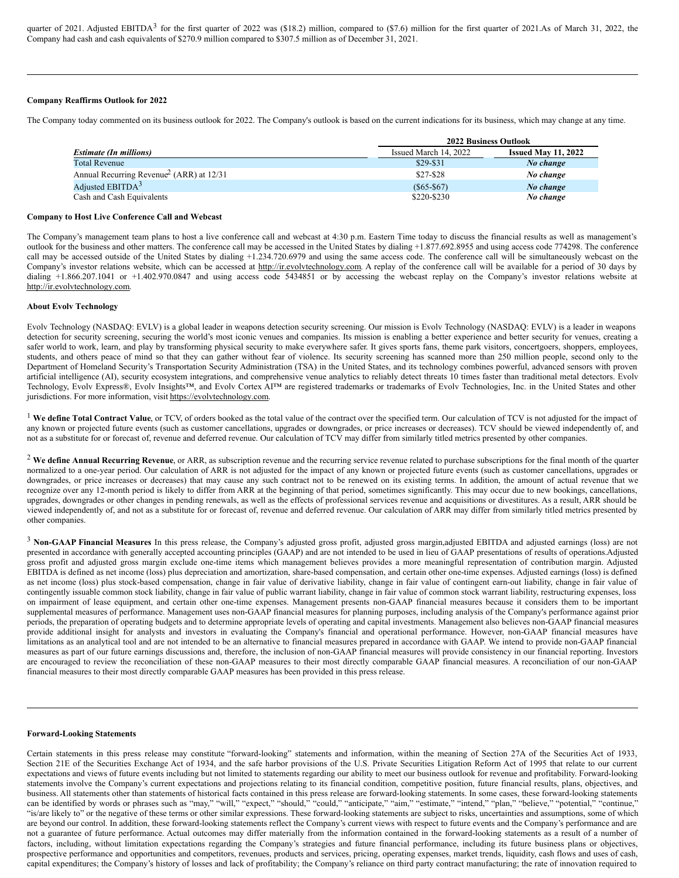quarter of 2021. Adjusted EBITDA[3] for the first quarter of 2022 was ($18.2) million, compared to ($7.6) million for the first quarter of 2021.As of March 31, 2022, the Company had cash and cash equivalents of $270.9 million compared to $307.5 million as of December 31, 2021.

---

**Company Reaffirms Outlook for 2022**

The Company today commented on its business outlook for 2022. The Company's outlook is based on the current indications for its business, which may change at any time.

| | 2022 Business Outlook | |
|---|---|---|
| ***Estimate (In millions)*** | Issued March 14, 2022 | **Issued May 11, 2022** |
| Total Revenue | $29-$31 | ***No change*** |
| Annual Recurring Revenue[2] (ARR) at 12/31 | $27-$28 | ***No change*** |
| Adjusted EBITDA[3] | ($65-$67) | ***No change*** |
| Cash and Cash Equivalents | $220-$230 | ***No change*** |

**Company to Host Live Conference Call and Webcast**

The Company's management team plans to host a live conference call and webcast at 4:30 p.m. Eastern Time today to discuss the financial results as well as management's outlook for the business and other matters. The conference call may be accessed in the United States by dialing +1.877.692.8955 and using access code 774298. The conference call may be accessed outside of the United States by dialing +1.234.720.6979 and using the same access code. The conference call will be simultaneously webcast on the Company's investor relations website, which can be accessed at http://ir.evolvtechnology.com. A replay of the conference call will be available for a period of 30 days by dialing +1.866.207.1041 or +1.402.970.0847 and using access code 5434851 or by accessing the webcast replay on the Company's investor relations website at http://ir.evolvtechnology.com.

**About Evolv Technology**

Evolv Technology (NASDAQ: EVLV) is a global leader in weapons detection security screening. Our mission is Evolv Technology (NASDAQ: EVLV) is a leader in weapons detection for security screening, securing the world's most iconic venues and companies. Its mission is enabling a better experience and better security for venues, creating a safer world to work, learn, and play by transforming physical security to make everywhere safer. It gives sports fans, theme park visitors, concertgoers, shoppers, employees, students, and others peace of mind so that they can gather without fear of violence. Its security screening has scanned more than 250 million people, second only to the Department of Homeland Security's Transportation Security Administration (TSA) in the United States, and its technology combines powerful, advanced sensors with proven artificial intelligence (AI), security ecosystem integrations, and comprehensive venue analytics to reliably detect threats 10 times faster than traditional metal detectors. Evolv Technology, Evolv Express®, Evolv Insights™, and Evolv Cortex AI™ are registered trademarks or trademarks of Evolv Technologies, Inc. in the United States and other jurisdictions. For more information, visit https://evolvtechnology.com.

[1] **We define Total Contract Value**, or TCV, of orders booked as the total value of the contract over the specified term. Our calculation of TCV is not adjusted for the impact of any known or projected future events (such as customer cancellations, upgrades or downgrades, or price increases or decreases). TCV should be viewed independently of, and not as a substitute for or forecast of, revenue and deferred revenue. Our calculation of TCV may differ from similarly titled metrics presented by other companies.

[2] **We define Annual Recurring Revenue**, or ARR, as subscription revenue and the recurring service revenue related to purchase subscriptions for the final month of the quarter normalized to a one-year period. Our calculation of ARR is not adjusted for the impact of any known or projected future events (such as customer cancellations, upgrades or downgrades, or price increases or decreases) that may cause any such contract not to be renewed on its existing terms. In addition, the amount of actual revenue that we recognize over any 12-month period is likely to differ from ARR at the beginning of that period, sometimes significantly. This may occur due to new bookings, cancellations, upgrades, downgrades or other changes in pending renewals, as well as the effects of professional services revenue and acquisitions or divestitures. As a result, ARR should be viewed independently of, and not as a substitute for or forecast of, revenue and deferred revenue. Our calculation of ARR may differ from similarly titled metrics presented by other companies.

[3] **Non-GAAP Financial Measures** In this press release, the Company's adjusted gross profit, adjusted gross margin,adjusted EBITDA and adjusted earnings (loss) are not presented in accordance with generally accepted accounting principles (GAAP) and are not intended to be used in lieu of GAAP presentations of results of operations.Adjusted gross profit and adjusted gross margin exclude one-time items which management believes provides a more meaningful representation of contribution margin. Adjusted EBITDA is defined as net income (loss) plus depreciation and amortization, share-based compensation, and certain other one-time expenses. Adjusted earnings (loss) is defined as net income (loss) plus stock-based compensation, change in fair value of derivative liability, change in fair value of contingent earn-out liability, change in fair value of contingently issuable common stock liability, change in fair value of public warrant liability, change in fair value of common stock warrant liability, restructuring expenses, loss on impairment of lease equipment, and certain other one-time expenses. Management presents non-GAAP financial measures because it considers them to be important supplemental measures of performance. Management uses non-GAAP financial measures for planning purposes, including analysis of the Company's performance against prior periods, the preparation of operating budgets and to determine appropriate levels of operating and capital investments. Management also believes non-GAAP financial measures provide additional insight for analysts and investors in evaluating the Company's financial and operational performance. However, non-GAAP financial measures have limitations as an analytical tool and are not intended to be an alternative to financial measures prepared in accordance with GAAP. We intend to provide non-GAAP financial measures as part of our future earnings discussions and, therefore, the inclusion of non-GAAP financial measures will provide consistency in our financial reporting. Investors are encouraged to review the reconciliation of these non-GAAP measures to their most directly comparable GAAP financial measures. A reconciliation of our non-GAAP financial measures to their most directly comparable GAAP measures has been provided in this press release.

---

**Forward-Looking Statements**

Certain statements in this press release may constitute "forward-looking" statements and information, within the meaning of Section 27A of the Securities Act of 1933, Section 21E of the Securities Exchange Act of 1934, and the safe harbor provisions of the U.S. Private Securities Litigation Reform Act of 1995 that relate to our current expectations and views of future events including but not limited to statements regarding our ability to meet our business outlook for revenue and profitability. Forward-looking statements involve the Company's current expectations and projections relating to its financial condition, competitive position, future financial results, plans, objectives, and business. All statements other than statements of historical facts contained in this press release are forward-looking statements. In some cases, these forward-looking statements can be identified by words or phrases such as "may," "will," "expect," "should," "could," "anticipate," "aim," "estimate," "intend," "plan," "believe," "potential," "continue," "is/are likely to" or the negative of these terms or other similar expressions. These forward-looking statements are subject to risks, uncertainties and assumptions, some of which are beyond our control. In addition, these forward-looking statements reflect the Company's current views with respect to future events and the Company's performance and are not a guarantee of future performance. Actual outcomes may differ materially from the information contained in the forward-looking statements as a result of a number of factors, including, without limitation expectations regarding the Company's strategies and future financial performance, including its future business plans or objectives, prospective performance and opportunities and competitors, revenues, products and services, pricing, operating expenses, market trends, liquidity, cash flows and uses of cash, capital expenditures; the Company's history of losses and lack of profitability; the Company's reliance on third party contract manufacturing; the rate of innovation required to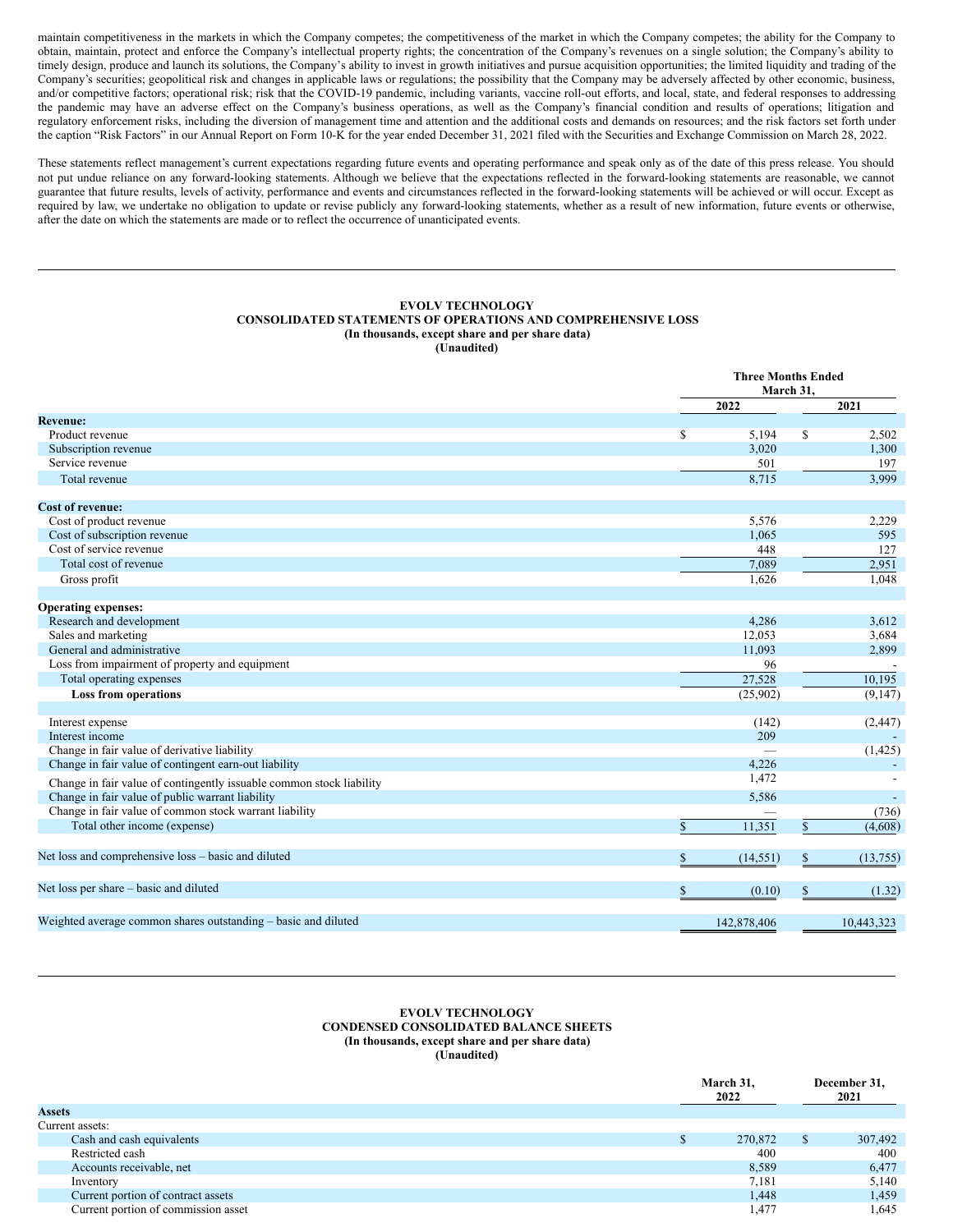maintain competitiveness in the markets in which the Company competes; the competitiveness of the market in which the Company competes; the ability for the Company to obtain, maintain, protect and enforce the Company's intellectual property rights; the concentration of the Company's revenues on a single solution; the Company's ability to timely design, produce and launch its solutions, the Company's ability to invest in growth initiatives and pursue acquisition opportunities; the limited liquidity and trading of the Company's securities; geopolitical risk and changes in applicable laws or regulations; the possibility that the Company may be adversely affected by other economic, business, and/or competitive factors; operational risk; risk that the COVID-19 pandemic, including variants, vaccine roll-out efforts, and local, state, and federal responses to addressing the pandemic may have an adverse effect on the Company's business operations, as well as the Company's financial condition and results of operations; litigation and regulatory enforcement risks, including the diversion of management time and attention and the additional costs and demands on resources; and the risk factors set forth under the caption "Risk Factors" in our Annual Report on Form 10-K for the year ended December 31, 2021 filed with the Securities and Exchange Commission on March 28, 2022.

These statements reflect management's current expectations regarding future events and operating performance and speak only as of the date of this press release. You should not put undue reliance on any forward-looking statements. Although we believe that the expectations reflected in the forward-looking statements are reasonable, we cannot guarantee that future results, levels of activity, performance and events and circumstances reflected in the forward-looking statements will be achieved or will occur. Except as required by law, we undertake no obligation to update or revise publicly any forward-looking statements, whether as a result of new information, future events or otherwise, after the date on which the statements are made or to reflect the occurrence of unanticipated events.

**EVOLV TECHNOLOGY**
**CONSOLIDATED STATEMENTS OF OPERATIONS AND COMPREHENSIVE LOSS**
**(In thousands, except share and per share data)**
**(Unaudited)**

| | Three Months Ended March 31, | |
|---|---|---|
| | 2022 | 2021 |
| **Revenue:** | | |
| Product revenue | $ 5,194 | $ 2,502 |
| Subscription revenue | 3,020 | 1,300 |
| Service revenue | 501 | 197 |
| Total revenue | 8,715 | 3,999 |
| **Cost of revenue:** | | |
| Cost of product revenue | 5,576 | 2,229 |
| Cost of subscription revenue | 1,065 | 595 |
| Cost of service revenue | 448 | 127 |
| Total cost of revenue | 7,089 | 2,951 |
| Gross profit | 1,626 | 1,048 |
| **Operating expenses:** | | |
| Research and development | 4,286 | 3,612 |
| Sales and marketing | 12,053 | 3,684 |
| General and administrative | 11,093 | 2,899 |
| Loss from impairment of property and equipment | 96 | - |
| Total operating expenses | 27,528 | 10,195 |
| **Loss from operations** | (25,902) | (9,147) |
| Interest expense | (142) | (2,447) |
| Interest income | 209 | - |
| Change in fair value of derivative liability | — | (1,425) |
| Change in fair value of contingent earn-out liability | 4,226 | - |
| Change in fair value of contingently issuable common stock liability | 1,472 | - |
| Change in fair value of public warrant liability | 5,586 | - |
| Change in fair value of common stock warrant liability | — | (736) |
| Total other income (expense) | $ 11,351 | $ (4,608) |
| Net loss and comprehensive loss – basic and diluted | $ (14,551) | $ (13,755) |
| Net loss per share – basic and diluted | $ (0.10) | $ (1.32) |
| Weighted average common shares outstanding – basic and diluted | 142,878,406 | 10,443,323 |

**EVOLV TECHNOLOGY**
**CONDENSED CONSOLIDATED BALANCE SHEETS**
**(In thousands, except share and per share data)**
**(Unaudited)**

| | March 31, 2022 | December 31, 2021 |
|---|---|---|
| **Assets** | | |
| Current assets: | | |
| Cash and cash equivalents | $ 270,872 | $ 307,492 |
| Restricted cash | 400 | 400 |
| Accounts receivable, net | 8,589 | 6,477 |
| Inventory | 7,181 | 5,140 |
| Current portion of contract assets | 1,448 | 1,459 |
| Current portion of commission asset | 1,477 | 1,645 |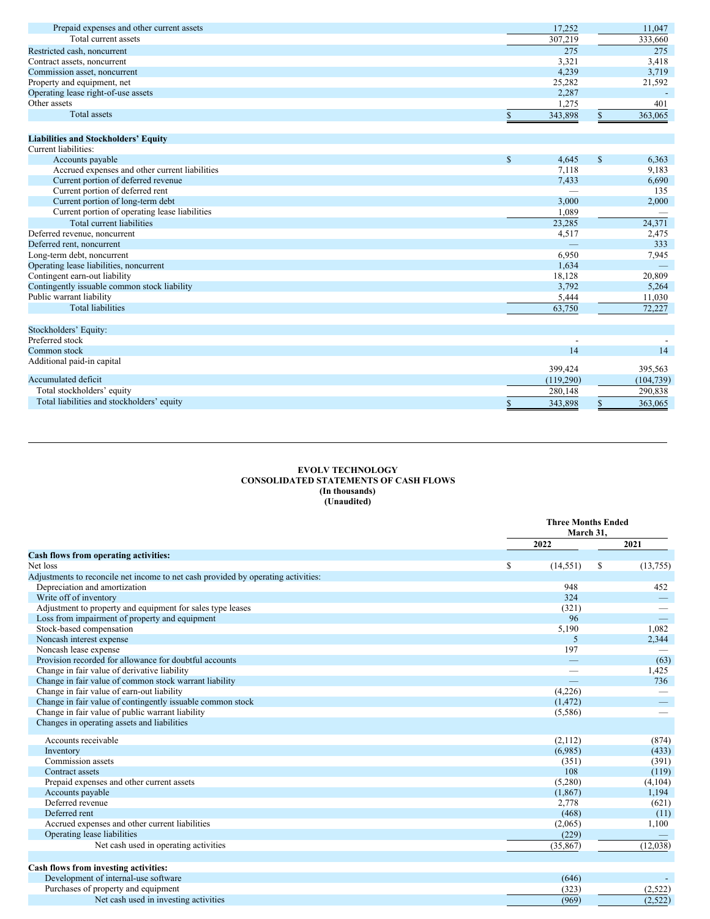| | | |
|---|---|---|
| Prepaid expenses and other current assets | 17,252 | 11,047 |
| Total current assets | 307,219 | 333,660 |
| Restricted cash, noncurrent | 275 | 275 |
| Contract assets, noncurrent | 3,321 | 3,418 |
| Commission asset, noncurrent | 4,239 | 3,719 |
| Property and equipment, net | 25,282 | 21,592 |
| Operating lease right-of-use assets | 2,287 | - |
| Other assets | 1,275 | 401 |
| Total assets | $ 343,898 | $ 363,065 |
| | | |
| **Liabilities and Stockholders' Equity** | | |
| Current liabilities: | | |
| Accounts payable | $ 4,645 | $ 6,363 |
| Accrued expenses and other current liabilities | 7,118 | 9,183 |
| Current portion of deferred revenue | 7,433 | 6,690 |
| Current portion of deferred rent | — | 135 |
| Current portion of long-term debt | 3,000 | 2,000 |
| Current portion of operating lease liabilities | 1,089 | — |
| Total current liabilities | 23,285 | 24,371 |
| Deferred revenue, noncurrent | 4,517 | 2,475 |
| Deferred rent, noncurrent | — | 333 |
| Long-term debt, noncurrent | 6,950 | 7,945 |
| Operating lease liabilities, noncurrent | 1,634 | — |
| Contingent earn-out liability | 18,128 | 20,809 |
| Contingently issuable common stock liability | 3,792 | 5,264 |
| Public warrant liability | 5,444 | 11,030 |
| Total liabilities | 63,750 | 72,227 |
| | | |
| Stockholders' Equity: | | |
| Preferred stock | - | - |
| Common stock | 14 | 14 |
| Additional paid-in capital | 399,424 | 395,563 |
| Accumulated deficit | (119,290) | (104,739) |
| Total stockholders' equity | 280,148 | 290,838 |
| Total liabilities and stockholders' equity | $ 343,898 | $ 363,065 |

**EVOLV TECHNOLOGY**
**CONSOLIDATED STATEMENTS OF CASH FLOWS**
**(In thousands)**
**(Unaudited)**

| | Three Months Ended March 31, | |
|---|---|---|
| | **2022** | **2021** |
| **Cash flows from operating activities:** | | |
| Net loss | $ (14,551) | $ (13,755) |
| Adjustments to reconcile net income to net cash provided by operating activities: | | |
| Depreciation and amortization | 948 | 452 |
| Write off of inventory | 324 | — |
| Adjustment to property and equipment for sales type leases | (321) | — |
| Loss from impairment of property and equipment | 96 | — |
| Stock-based compensation | 5,190 | 1,082 |
| Noncash interest expense | 5 | 2,344 |
| Noncash lease expense | 197 | — |
| Provision recorded for allowance for doubtful accounts | — | (63) |
| Change in fair value of derivative liability | — | 1,425 |
| Change in fair value of common stock warrant liability | — | 736 |
| Change in fair value of earn-out liability | (4,226) | — |
| Change in fair value of contingently issuable common stock | (1,472) | — |
| Change in fair value of public warrant liability | (5,586) | — |
| Changes in operating assets and liabilities | | |
| Accounts receivable | (2,112) | (874) |
| Inventory | (6,985) | (433) |
| Commission assets | (351) | (391) |
| Contract assets | 108 | (119) |
| Prepaid expenses and other current assets | (5,280) | (4,104) |
| Accounts payable | (1,867) | 1,194 |
| Deferred revenue | 2,778 | (621) |
| Deferred rent | (468) | (11) |
| Accrued expenses and other current liabilities | (2,065) | 1,100 |
| Operating lease liabilities | (229) | — |
| Net cash used in operating activities | (35,867) | (12,038) |
| | | |
| **Cash flows from investing activities:** | | |
| Development of internal-use software | (646) | - |
| Purchases of property and equipment | (323) | (2,522) |
| Net cash used in investing activities | (969) | (2,522) |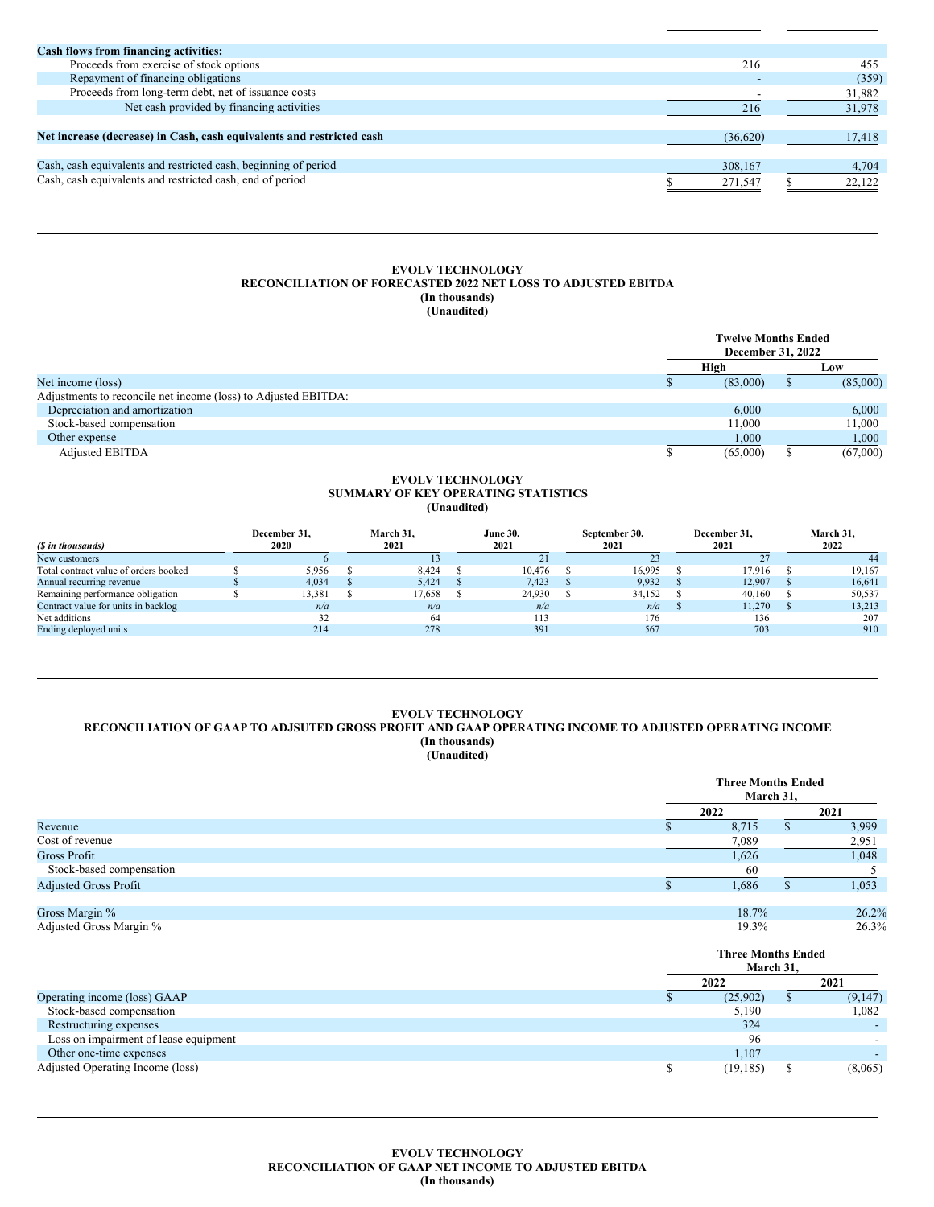| | | |
|---|---|---|
| **Cash flows from financing activities:** | | |
| Proceeds from exercise of stock options | 216 | 455 |
| Repayment of financing obligations | - | (359) |
| Proceeds from long-term debt, net of issuance costs | - | 31,882 |
| Net cash provided by financing activities | 216 | 31,978 |
| **Net increase (decrease) in Cash, cash equivalents and restricted cash** | (36,620) | 17,418 |
| Cash, cash equivalents and restricted cash, beginning of period | 308,167 | 4,704 |
| Cash, cash equivalents and restricted cash, end of period | $ 271,547 | $ 22,122 |

**EVOLV TECHNOLOGY**
**RECONCILIATION OF FORECASTED 2022 NET LOSS TO ADJUSTED EBITDA**
**(In thousands)**
**(Unaudited)**

| | Twelve Months Ended December 31, 2022 | |
|---|---|---|
| | **High** | **Low** |
| Net income (loss) | $ (83,000) | $ (85,000) |
| Adjustments to reconcile net income (loss) to Adjusted EBITDA: | | |
| Depreciation and amortization | 6,000 | 6,000 |
| Stock-based compensation | 11,000 | 11,000 |
| Other expense | 1,000 | 1,000 |
| Adjusted EBITDA | $ (65,000) | $ (67,000) |

**EVOLV TECHNOLOGY**
**SUMMARY OF KEY OPERATING STATISTICS**
**(Unaudited)**

| *($ in thousands)* | December 31, 2020 | March 31, 2021 | June 30, 2021 | September 30, 2021 | December 31, 2021 | March 31, 2022 |
|---|---|---|---|---|---|---|
| New customers | 6 | 13 | 21 | 23 | 27 | 44 |
| Total contract value of orders booked | $ 5,956 | $ 8,424 | $ 10,476 | $ 16,995 | $ 17,916 | $ 19,167 |
| Annual recurring revenue | $ 4,034 | $ 5,424 | $ 7,423 | $ 9,932 | $ 12,907 | $ 16,641 |
| Remaining performance obligation | $ 13,381 | $ 17,658 | $ 24,930 | $ 34,152 | $ 40,160 | $ 50,537 |
| Contract value for units in backlog | *n/a* | *n/a* | *n/a* | *n/a* | $ 11,270 | $ 13,213 |
| Net additions | 32 | 64 | 113 | 176 | 136 | 207 |
| Ending deployed units | 214 | 278 | 391 | 567 | 703 | 910 |

**EVOLV TECHNOLOGY**
**RECONCILIATION OF GAAP TO ADJSUTED GROSS PROFIT AND GAAP OPERATING INCOME TO ADJUSTED OPERATING INCOME**
**(In thousands)**
**(Unaudited)**

| | Three Months Ended March 31, | |
|---|---|---|
| | **2022** | **2021** |
| Revenue | $ 8,715 | $ 3,999 |
| Cost of revenue | 7,089 | 2,951 |
| Gross Profit | 1,626 | 1,048 |
| Stock-based compensation | 60 | 5 |
| Adjusted Gross Profit | $ 1,686 | $ 1,053 |
| Gross Margin % | 18.7% | 26.2% |
| Adjusted Gross Margin % | 19.3% | 26.3% |

| | Three Months Ended March 31, | |
|---|---|---|
| | **2022** | **2021** |
| Operating income (loss) GAAP | $ (25,902) | $ (9,147) |
| Stock-based compensation | 5,190 | 1,082 |
| Restructuring expenses | 324 | - |
| Loss on impairment of lease equipment | 96 | - |
| Other one-time expenses | 1,107 | - |
| Adjusted Operating Income (loss) | $ (19,185) | $ (8,065) |

**EVOLV TECHNOLOGY**
**RECONCILIATION OF GAAP NET INCOME TO ADJUSTED EBITDA**
**(In thousands)**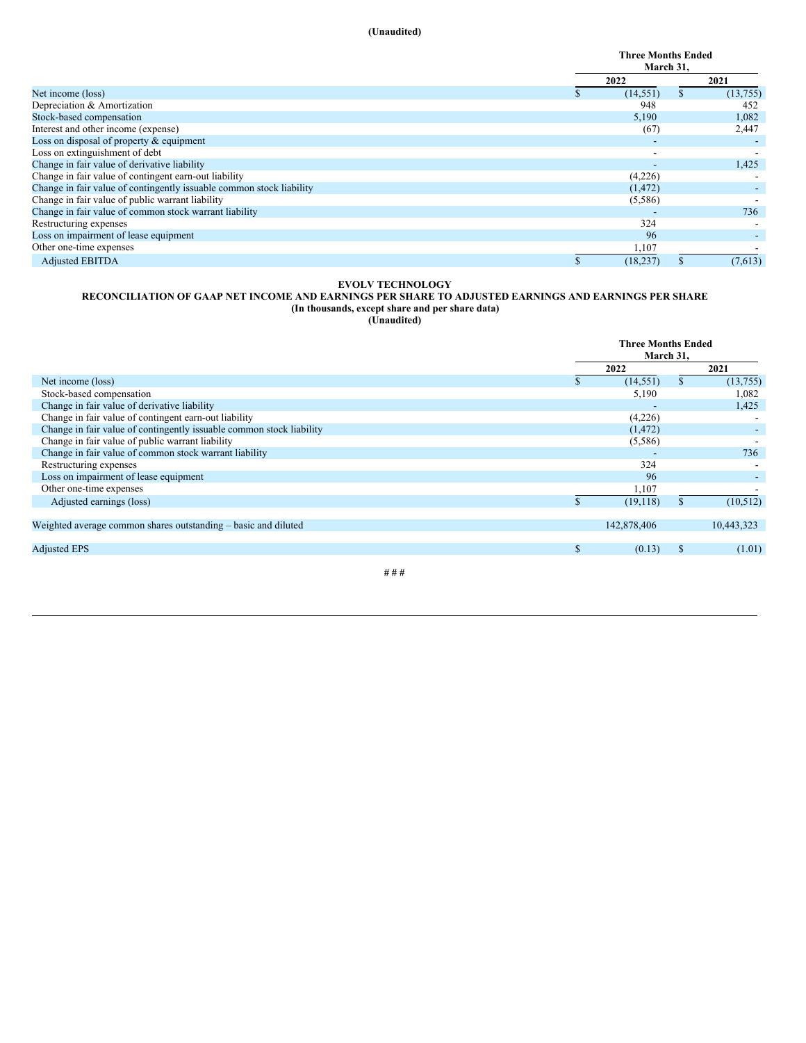**(Unaudited)**

| | Three Months Ended March 31, | |
|---|---|---|
| | 2022 | 2021 |
| Net income (loss) | $ (14,551) | $ (13,755) |
| Depreciation & Amortization | 948 | 452 |
| Stock-based compensation | 5,190 | 1,082 |
| Interest and other income (expense) | (67) | 2,447 |
| Loss on disposal of property & equipment | - | - |
| Loss on extinguishment of debt | - | - |
| Change in fair value of derivative liability | - | 1,425 |
| Change in fair value of contingent earn-out liability | (4,226) | - |
| Change in fair value of contingently issuable common stock liability | (1,472) | - |
| Change in fair value of public warrant liability | (5,586) | - |
| Change in fair value of common stock warrant liability | - | 736 |
| Restructuring expenses | 324 | - |
| Loss on impairment of lease equipment | 96 | - |
| Other one-time expenses | 1,107 | - |
| Adjusted EBITDA | $ (18,237) | $ (7,613) |

**EVOLV TECHNOLOGY**
**RECONCILIATION OF GAAP NET INCOME AND EARNINGS PER SHARE TO ADJUSTED EARNINGS AND EARNINGS PER SHARE**
**(In thousands, except share and per share data)**
**(Unaudited)**

| | Three Months Ended March 31, | |
|---|---|---|
| | 2022 | 2021 |
| Net income (loss) | $ (14,551) | $ (13,755) |
| Stock-based compensation | 5,190 | 1,082 |
| Change in fair value of derivative liability | - | 1,425 |
| Change in fair value of contingent earn-out liability | (4,226) | - |
| Change in fair value of contingently issuable common stock liability | (1,472) | - |
| Change in fair value of public warrant liability | (5,586) | - |
| Change in fair value of common stock warrant liability | - | 736 |
| Restructuring expenses | 324 | - |
| Loss on impairment of lease equipment | 96 | - |
| Other one-time expenses | 1,107 | - |
| Adjusted earnings (loss) | $ (19,118) | $ (10,512) |
| | | |
| Weighted average common shares outstanding – basic and diluted | 142,878,406 | 10,443,323 |
| | | |
| Adjusted EPS | $ (0.13) | $ (1.01) |

# # #